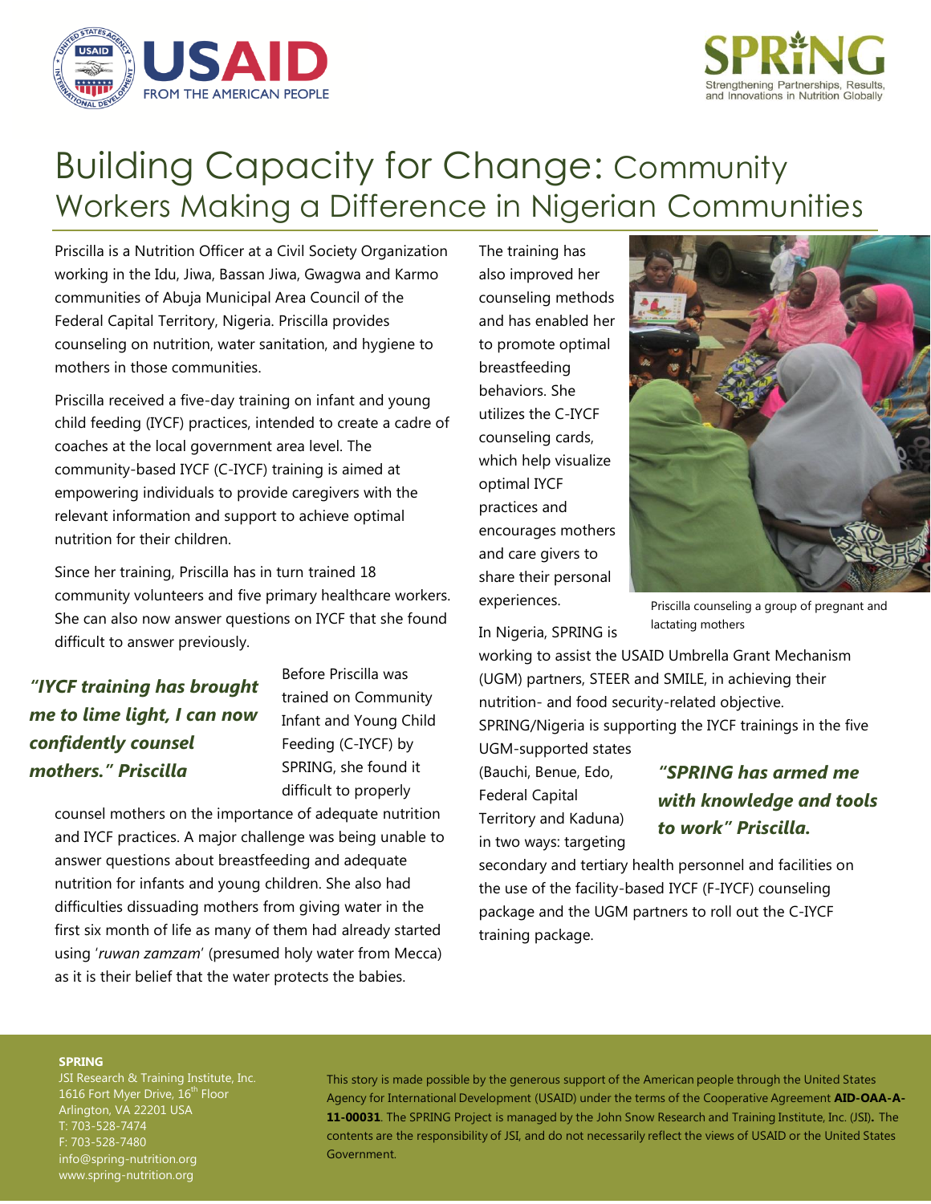USAID FROM THE AMERICAN PEOPLE

SPRING Strengthening Partnerships, Results, and Innovations in Nutrition Globally

# Building Capacity for Change: Community Workers Making a Difference in Nigerian Communities

Priscilla is a Nutrition Officer at a Civil Society Organization working in the Idu, Jiwa, Bassan Jiwa, Gwagwa and Karmo communities of Abuja Municipal Area Council of the Federal Capital Territory, Nigeria. Priscilla provides counseling on nutrition, water sanitation, and hygiene to mothers in those communities.

Priscilla received a five-day training on infant and young child feeding (IYCF) practices, intended to create a cadre of coaches at the local government area level. The community-based IYCF (C-IYCF) training is aimed at empowering individuals to provide caregivers with the relevant information and support to achieve optimal nutrition for their children.

Since her training, Priscilla has in turn trained 18 community volunteers and five primary healthcare workers. She can also now answer questions on IYCF that she found difficult to answer previously.

***"IYCF training has brought me to lime light, I can now confidently counsel mothers." Priscilla***

Before Priscilla was trained on Community Infant and Young Child Feeding (C-IYCF) by SPRING, she found it difficult to properly counsel mothers on the importance of adequate nutrition and IYCF practices. A major challenge was being unable to answer questions about breastfeeding and adequate nutrition for infants and young children. She also had difficulties dissuading mothers from giving water in the first six month of life as many of them had already started using '*ruwan zamzam*' (presumed holy water from Mecca) as it is their belief that the water protects the babies.

The training has also improved her counseling methods and has enabled her to promote optimal breastfeeding behaviors. She utilizes the C-IYCF counseling cards, which help visualize optimal IYCF practices and encourages mothers and care givers to share their personal experiences.

Priscilla counseling a group of pregnant and lactating mothers

In Nigeria, SPRING is working to assist the USAID Umbrella Grant Mechanism (UGM) partners, STEER and SMILE, in achieving their nutrition- and food security-related objective. SPRING/Nigeria is supporting the IYCF trainings in the five UGM-supported states (Bauchi, Benue, Edo, Federal Capital Territory and Kaduna) in two ways: targeting secondary and tertiary health personnel and facilities on the use of the facility-based IYCF (F-IYCF) counseling package and the UGM partners to roll out the C-IYCF training package.

***"SPRING has armed me with knowledge and tools to work" Priscilla.***

**SPRING**
JSI Research & Training Institute, Inc.
1616 Fort Myer Drive, 16th Floor
Arlington, VA 22201 USA
T: 703-528-7474
F: 703-528-7480
info@spring-nutrition.org
www.spring-nutrition.org

This story is made possible by the generous support of the American people through the United States Agency for International Development (USAID) under the terms of the Cooperative Agreement **AID-OAA-A-11-00031**. The SPRING Project is managed by the John Snow Research and Training Institute, Inc. (JSI). The contents are the responsibility of JSI, and do not necessarily reflect the views of USAID or the United States Government.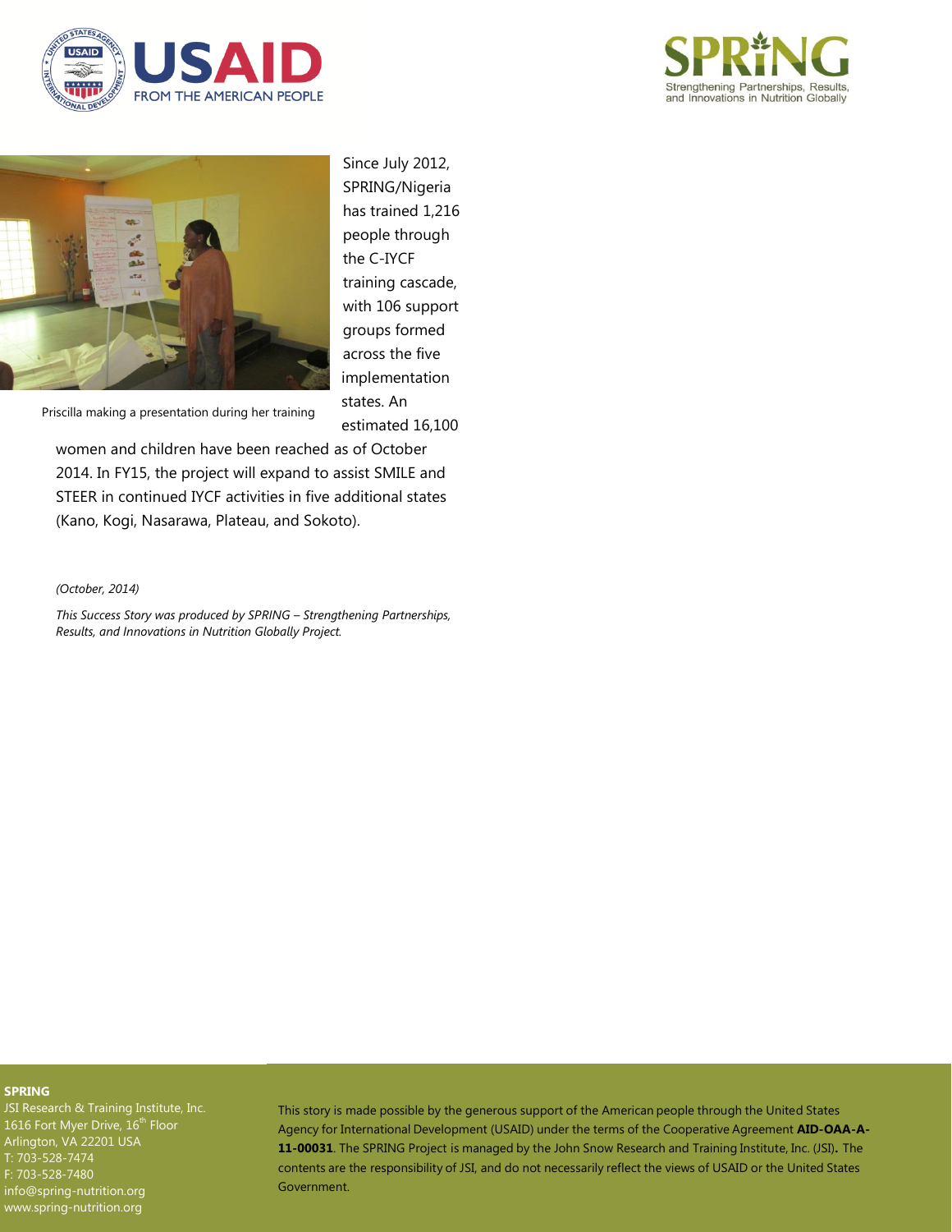Priscilla making a presentation during her training

Since July 2012, SPRING/Nigeria has trained 1,216 people through the C-IYCF training cascade, with 106 support groups formed across the five implementation states. An estimated 16,100 women and children have been reached as of October 2014. In FY15, the project will expand to assist SMILE and STEER in continued IYCF activities in five additional states (Kano, Kogi, Nasarawa, Plateau, and Sokoto).

*(October, 2014)*

*This Success Story was produced by SPRING – Strengthening Partnerships, Results, and Innovations in Nutrition Globally Project.*

**SPRING**
JSI Research & Training Institute, Inc.
1616 Fort Myer Drive, 16th Floor
Arlington, VA 22201 USA
T: 703-528-7474
F: 703-528-7480
info@spring-nutrition.org
www.spring-nutrition.org

This story is made possible by the generous support of the American people through the United States Agency for International Development (USAID) under the terms of the Cooperative Agreement **AID-OAA-A-11-00031**. The SPRING Project is managed by the John Snow Research and Training Institute, Inc. (JSI). The contents are the responsibility of JSI, and do not necessarily reflect the views of USAID or the United States Government.